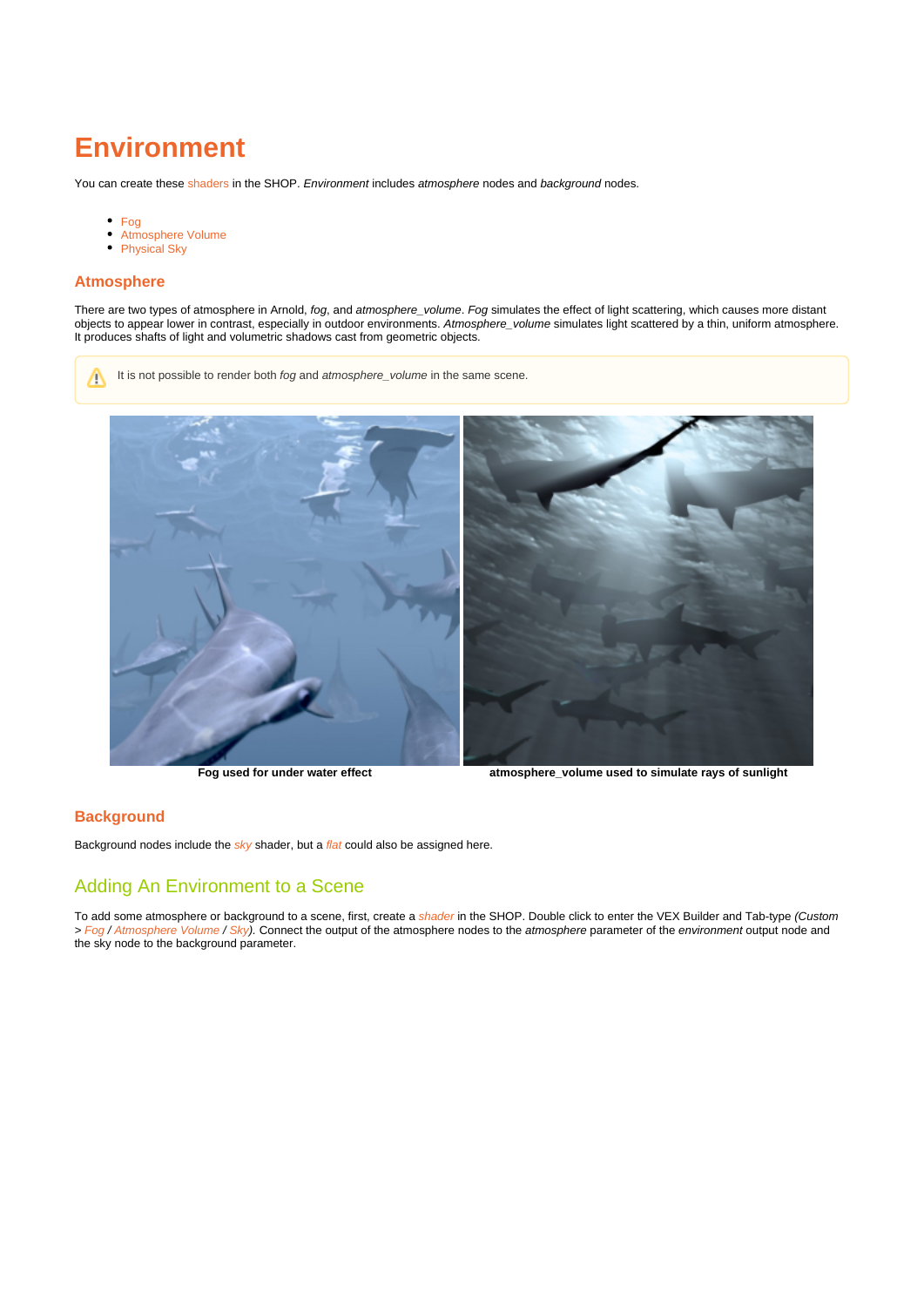# Environment

You can create these shaders in the SHOP. *Environment* includes *atmosphere* nodes and *background* nodes.

- Fog
- Atmosphere Volume
- Physical Sky

## Atmosphere

There are two types of atmosphere in Arnold, *fog*, and *atmosphere_volume*. *Fog* simulates the effect of light scattering, which causes more distant objects to appear lower in contrast, especially in outdoor environments. *Atmosphere_volume* simulates light scattered by a thin, uniform atmosphere. It produces shafts of light and volumetric shadows cast from geometric objects.

> ⚠ It is not possible to render both *fog* and *atmosphere_volume* in the same scene.

**Fog used for under water effect**

**atmosphere_volume used to simulate rays of sunlight**

## Background

Background nodes include the *sky* shader, but a *flat* could also be assigned here.

## Adding An Environment to a Scene

To add some atmosphere or background to a scene, first, create a *shader* in the SHOP. Double click to enter the VEX Builder and Tab-type *(Custom > Fog / Atmosphere Volume / Sky)*. Connect the output of the atmosphere nodes to the *atmosphere* parameter of the *environment* output node and the sky node to the background parameter.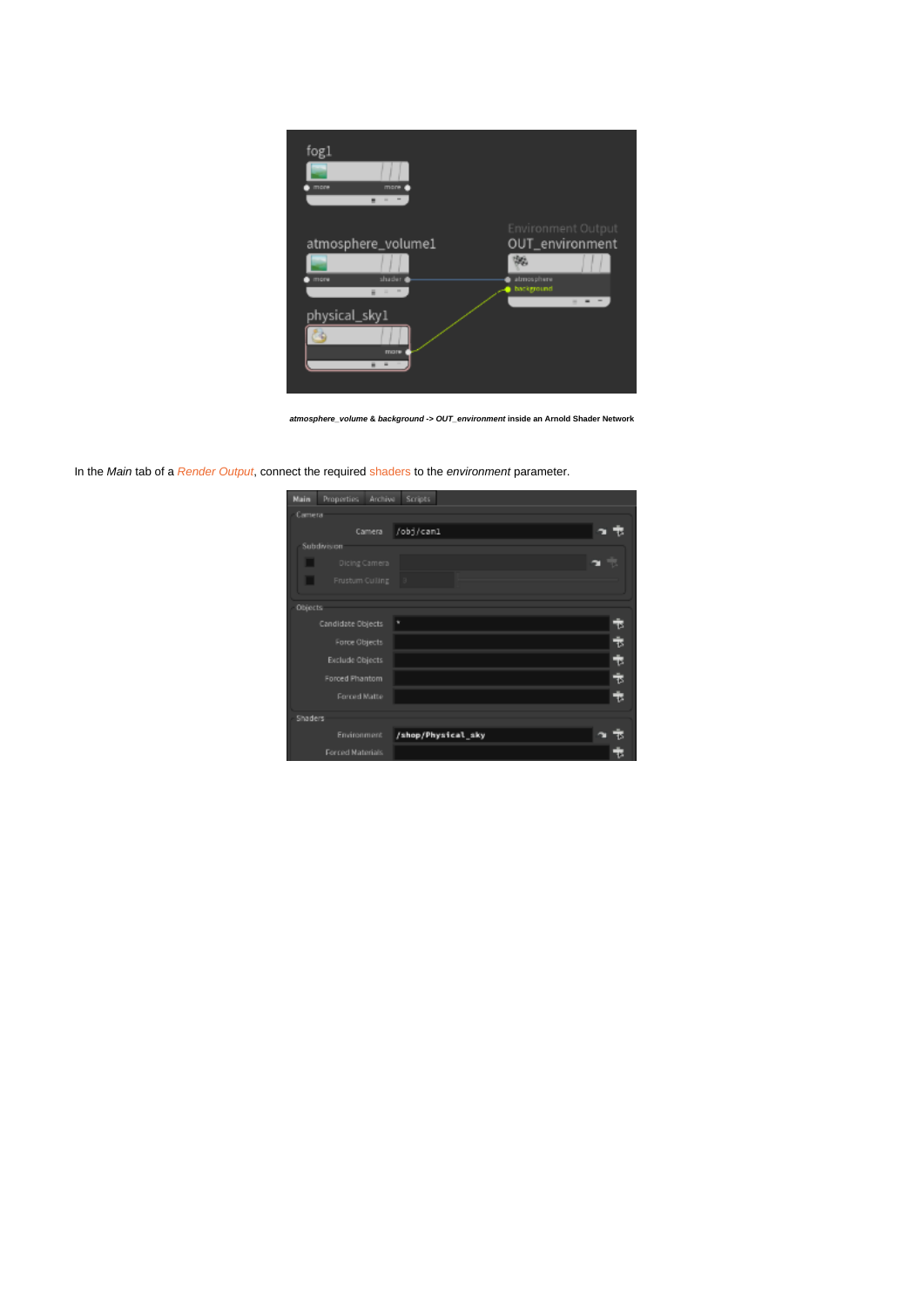*atmosphere_volume* & *background* -> *OUT_environment* inside an Arnold Shader Network

In the *Main* tab of a Render Output, connect the required shaders to the *environment* parameter.